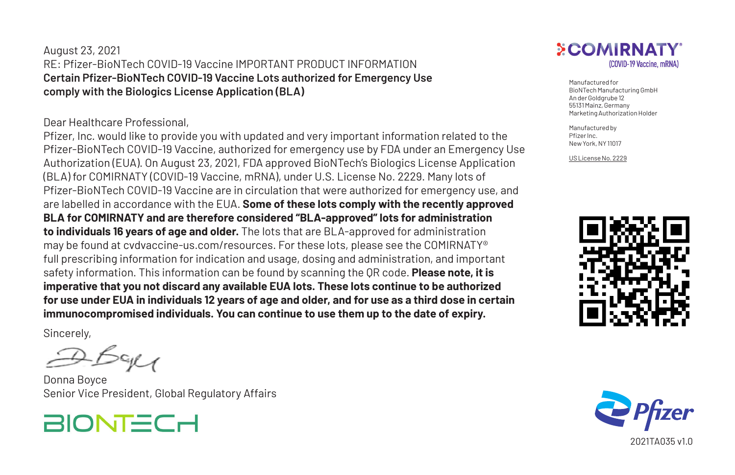August 23, 2021

RE: Pfizer-BioNTech COVID-19 Vaccine IMPORTANT PRODUCT INFORMATION

**Certain Pfizer-BioNTech COVID-19 Vaccine Lots authorized for Emergency Use comply with the Biologics License Application (BLA)**

Dear Healthcare Professional,

Pfizer, Inc. would like to provide you with updated and very important information related to the Pfizer-BioNTech COVID-19 Vaccine, authorized for emergency use by FDA under an Emergency Use Authorization (EUA). On August 23, 2021, FDA approved BioNTech's Biologics License Application (BLA) for COMIRNATY (COVID-19 Vaccine, mRNA), under U.S. License No. 2229. Many lots of Pfizer-BioNTech COVID-19 Vaccine are in circulation that were authorized for emergency use, and are labelled in accordance with the EUA. **Some of these lots comply with the recently approved BLA for COMIRNATY and are therefore considered "BLA-approved" lots for administration to individuals 16 years of age and older.** The lots that are BLA-approved for administration may be found at cvdvaccine-us.com/resources. For these lots, please see the COMIRNATY® full prescribing information for indication and usage, dosing and administration, and important safety information. This information can be found by scanning the QR code. **Please note, it is imperative that you not discard any available EUA lots. These lots continue to be authorized for use under EUA in individuals 12 years of age and older, and for use as a third dose in certain immunocompromised individuals. You can continue to use them up to the date of expiry.**

Sincerely,

Donna Boyce
Senior Vice President, Global Regulatory Affairs

BIONTECH

COMIRNATY®
(COVID-19 Vaccine, mRNA)

Manufactured for
BioNTech Manufacturing GmbH
An der Goldgrube 12
55131 Mainz, Germany
Marketing Authorization Holder

Manufactured by
Pfizer Inc.
New York, NY 11017

US License No. 2229

Pfizer

2021TA035 v1.0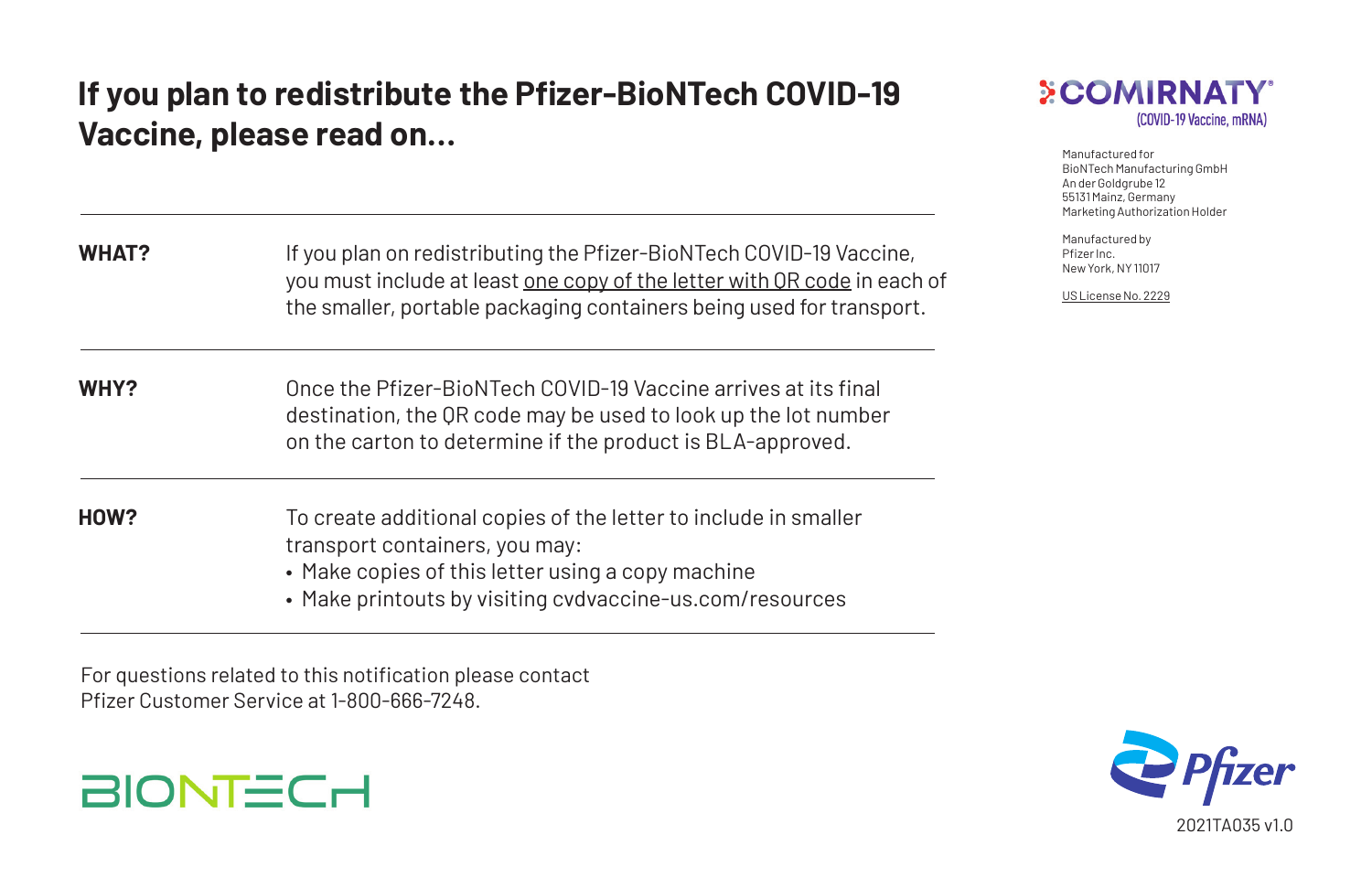# If you plan to redistribute the Pfizer-BioNTech COVID-19 Vaccine, please read on...

| | |
|---|---|
| **WHAT?** | If you plan on redistributing the Pfizer-BioNTech COVID-19 Vaccine, you must include at least one copy of the letter with QR code in each of the smaller, portable packaging containers being used for transport. |
| **WHY?** | Once the Pfizer-BioNTech COVID-19 Vaccine arrives at its final destination, the QR code may be used to look up the lot number on the carton to determine if the product is BLA-approved. |
| **HOW?** | To create additional copies of the letter to include in smaller transport containers, you may:<br>• Make copies of this letter using a copy machine<br>• Make printouts by visiting cvdvaccine-us.com/resources |

For questions related to this notification please contact Pfizer Customer Service at 1-800-666-7248.

BIONTECH

COMIRNATY®
(COVID-19 Vaccine, mRNA)

Manufactured for
BioNTech Manufacturing GmbH
An der Goldgrube 12
55131 Mainz, Germany
Marketing Authorization Holder

Manufactured by
Pfizer Inc.
New York, NY 11017

US License No. 2229

Pfizer

2021TA035 v1.0